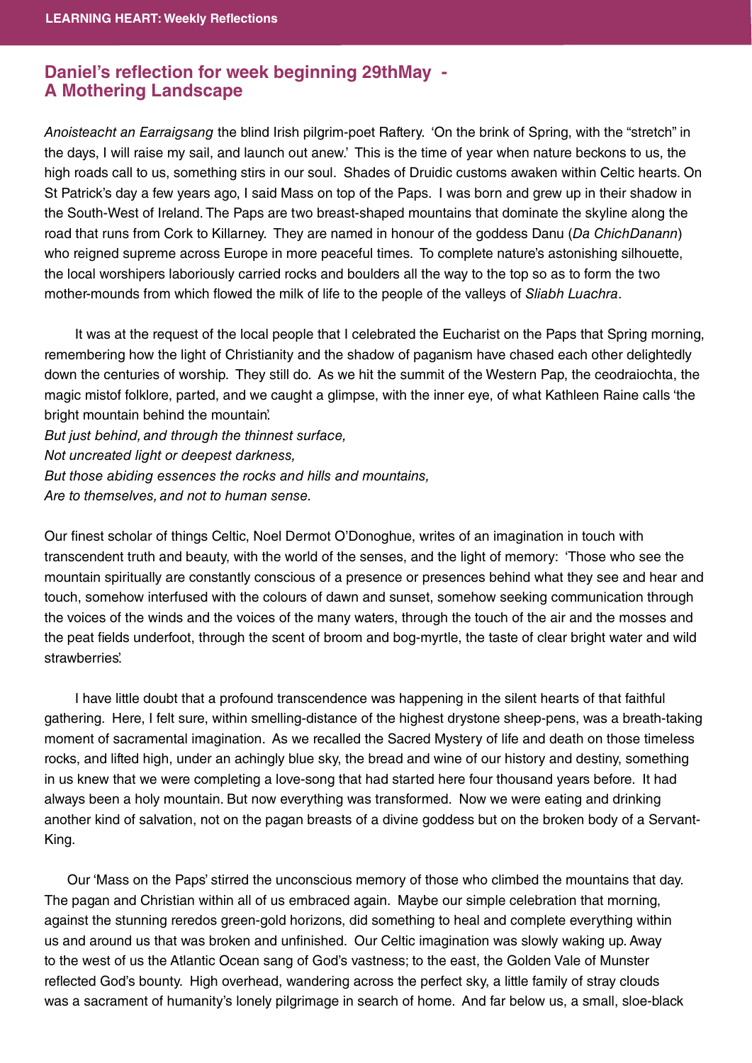## Daniel's reflection for week beginning 29thMay - A Mothering Landscape

*Anoisteacht an Earraigsang* the blind Irish pilgrim-poet Raftery. 'On the brink of Spring, with the "stretch" in the days, I will raise my sail, and launch out anew.' This is the time of year when nature beckons to us, the high roads call to us, something stirs in our soul. Shades of Druidic customs awaken within Celtic hearts. On St Patrick's day a few years ago, I said Mass on top of the Paps. I was born and grew up in their shadow in the South-West of Ireland. The Paps are two breast-shaped mountains that dominate the skyline along the road that runs from Cork to Killarney. They are named in honour of the goddess Danu (*Da ChichDanann*) who reigned supreme across Europe in more peaceful times. To complete nature's astonishing silhouette, the local worshipers laboriously carried rocks and boulders all the way to the top so as to form the two mother-mounds from which flowed the milk of life to the people of the valleys of *Sliabh Luachra*.

It was at the request of the local people that I celebrated the Eucharist on the Paps that Spring morning, remembering how the light of Christianity and the shadow of paganism have chased each other delightedly down the centuries of worship. They still do. As we hit the summit of the Western Pap, the ceodraiochta, the magic mistof folklore, parted, and we caught a glimpse, with the inner eye, of what Kathleen Raine calls 'the bright mountain behind the mountain'.

*But just behind, and through the thinnest surface,*
*Not uncreated light or deepest darkness,*
*But those abiding essences the rocks and hills and mountains,*
*Are to themselves, and not to human sense.*

Our finest scholar of things Celtic, Noel Dermot O'Donoghue, writes of an imagination in touch with transcendent truth and beauty, with the world of the senses, and the light of memory: 'Those who see the mountain spiritually are constantly conscious of a presence or presences behind what they see and hear and touch, somehow interfused with the colours of dawn and sunset, somehow seeking communication through the voices of the winds and the voices of the many waters, through the touch of the air and the mosses and the peat fields underfoot, through the scent of broom and bog-myrtle, the taste of clear bright water and wild strawberries'.

I have little doubt that a profound transcendence was happening in the silent hearts of that faithful gathering. Here, I felt sure, within smelling-distance of the highest drystone sheep-pens, was a breath-taking moment of sacramental imagination. As we recalled the Sacred Mystery of life and death on those timeless rocks, and lifted high, under an achingly blue sky, the bread and wine of our history and destiny, something in us knew that we were completing a love-song that had started here four thousand years before. It had always been a holy mountain. But now everything was transformed. Now we were eating and drinking another kind of salvation, not on the pagan breasts of a divine goddess but on the broken body of a Servant-King.

Our 'Mass on the Paps' stirred the unconscious memory of those who climbed the mountains that day. The pagan and Christian within all of us embraced again. Maybe our simple celebration that morning, against the stunning reredos green-gold horizons, did something to heal and complete everything within us and around us that was broken and unfinished. Our Celtic imagination was slowly waking up. Away to the west of us the Atlantic Ocean sang of God's vastness; to the east, the Golden Vale of Munster reflected God's bounty. High overhead, wandering across the perfect sky, a little family of stray clouds was a sacrament of humanity's lonely pilgrimage in search of home. And far below us, a small, sloe-black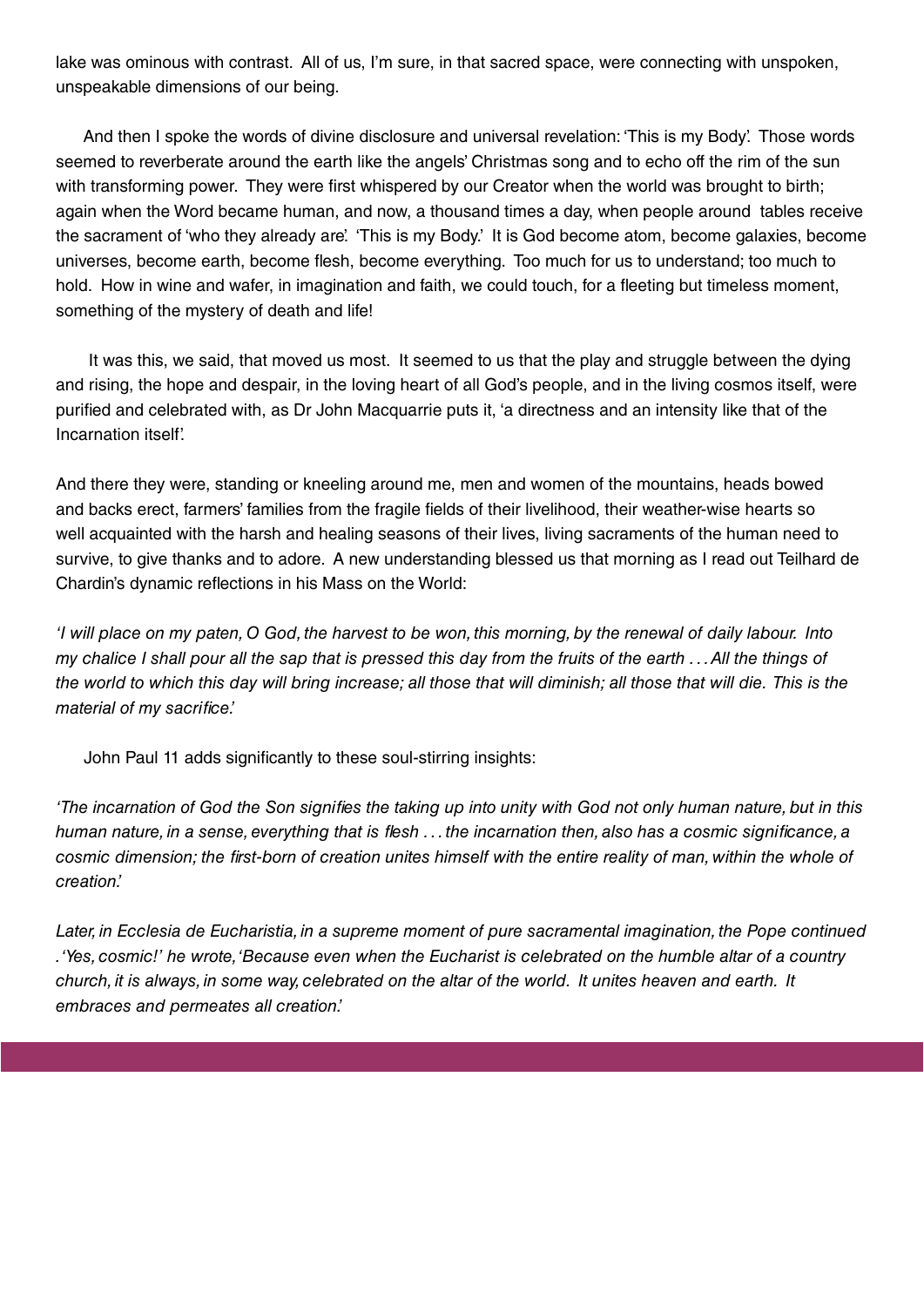lake was ominous with contrast. All of us, I'm sure, in that sacred space, were connecting with unspoken, unspeakable dimensions of our being.

And then I spoke the words of divine disclosure and universal revelation: 'This is my Body'. Those words seemed to reverberate around the earth like the angels' Christmas song and to echo off the rim of the sun with transforming power. They were first whispered by our Creator when the world was brought to birth; again when the Word became human, and now, a thousand times a day, when people around tables receive the sacrament of 'who they already are'. 'This is my Body.' It is God become atom, become galaxies, become universes, become earth, become flesh, become everything. Too much for us to understand; too much to hold. How in wine and wafer, in imagination and faith, we could touch, for a fleeting but timeless moment, something of the mystery of death and life!

It was this, we said, that moved us most. It seemed to us that the play and struggle between the dying and rising, the hope and despair, in the loving heart of all God's people, and in the living cosmos itself, were purified and celebrated with, as Dr John Macquarrie puts it, 'a directness and an intensity like that of the Incarnation itself'.

And there they were, standing or kneeling around me, men and women of the mountains, heads bowed and backs erect, farmers' families from the fragile fields of their livelihood, their weather-wise hearts so well acquainted with the harsh and healing seasons of their lives, living sacraments of the human need to survive, to give thanks and to adore. A new understanding blessed us that morning as I read out Teilhard de Chardin's dynamic reflections in his Mass on the World:

*'I will place on my paten, O God, the harvest to be won, this morning, by the renewal of daily labour. Into my chalice I shall pour all the sap that is pressed this day from the fruits of the earth . . . All the things of the world to which this day will bring increase; all those that will diminish; all those that will die. This is the material of my sacrifice.'*

John Paul 11 adds significantly to these soul-stirring insights:

*'The incarnation of God the Son signifies the taking up into unity with God not only human nature, but in this human nature, in a sense, everything that is flesh . . . the incarnation then, also has a cosmic significance, a cosmic dimension; the first-born of creation unites himself with the entire reality of man, within the whole of creation.'*

*Later, in Ecclesia de Eucharistia, in a supreme moment of pure sacramental imagination, the Pope continued .'Yes, cosmic!' he wrote, 'Because even when the Eucharist is celebrated on the humble altar of a country church, it is always, in some way, celebrated on the altar of the world. It unites heaven and earth. It embraces and permeates all creation.'*